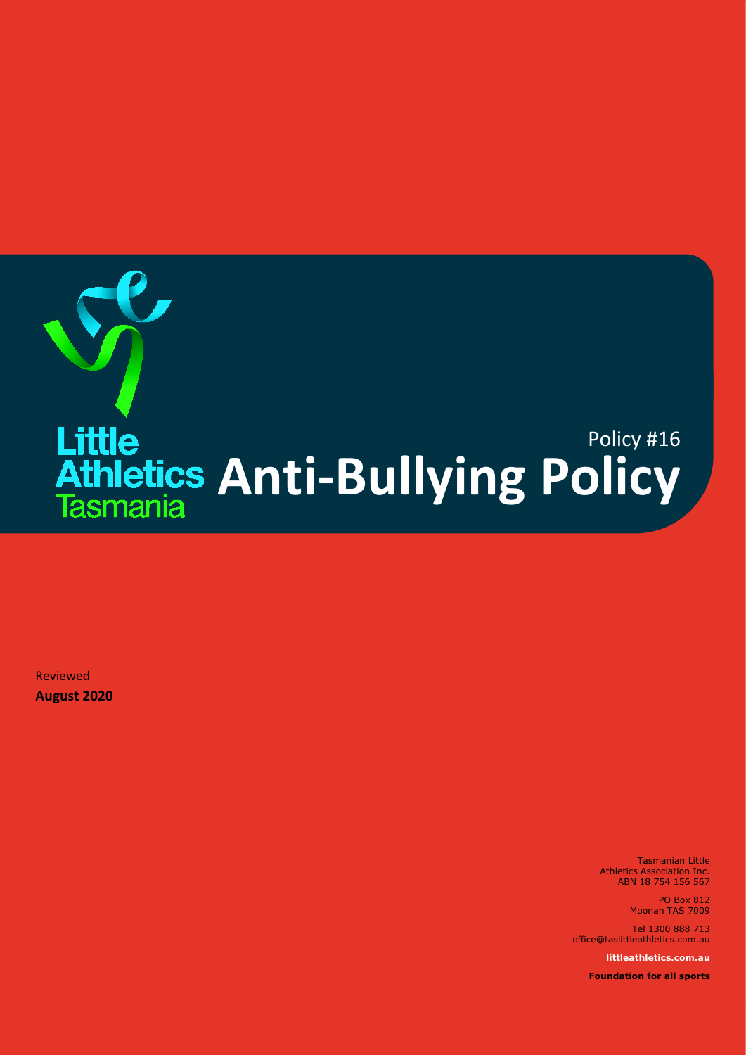Little Athletics Tasmania

Policy #16

# Anti-Bullying Policy

Reviewed
**August 2020**

Tasmanian Little Athletics Association Inc.
ABN 18 754 156 567

PO Box 812
Moonah TAS 7009

Tel 1300 888 713
office@taslittleathletics.com.au

**littleathletics.com.au**

**Foundation for all sports**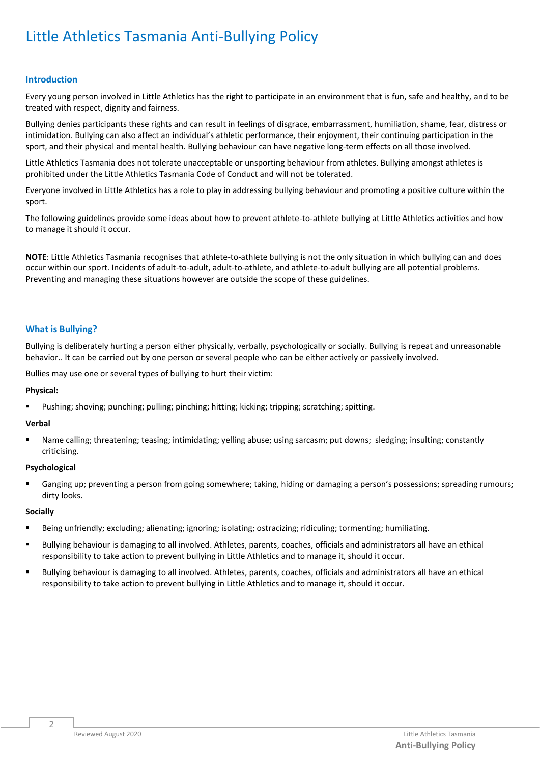# Little Athletics Tasmania Anti-Bullying Policy

## Introduction

Every young person involved in Little Athletics has the right to participate in an environment that is fun, safe and healthy, and to be treated with respect, dignity and fairness.

Bullying denies participants these rights and can result in feelings of disgrace, embarrassment, humiliation, shame, fear, distress or intimidation. Bullying can also affect an individual's athletic performance, their enjoyment, their continuing participation in the sport, and their physical and mental health. Bullying behaviour can have negative long-term effects on all those involved.

Little Athletics Tasmania does not tolerate unacceptable or unsporting behaviour from athletes. Bullying amongst athletes is prohibited under the Little Athletics Tasmania Code of Conduct and will not be tolerated.

Everyone involved in Little Athletics has a role to play in addressing bullying behaviour and promoting a positive culture within the sport.

The following guidelines provide some ideas about how to prevent athlete-to-athlete bullying at Little Athletics activities and how to manage it should it occur.

**NOTE**: Little Athletics Tasmania recognises that athlete-to-athlete bullying is not the only situation in which bullying can and does occur within our sport. Incidents of adult-to-adult, adult-to-athlete, and athlete-to-adult bullying are all potential problems. Preventing and managing these situations however are outside the scope of these guidelines.

## What is Bullying?

Bullying is deliberately hurting a person either physically, verbally, psychologically or socially. Bullying is repeat and unreasonable behavior.. It can be carried out by one person or several people who can be either actively or passively involved.

Bullies may use one or several types of bullying to hurt their victim:

**Physical:**

- Pushing; shoving; punching; pulling; pinching; hitting; kicking; tripping; scratching; spitting.

**Verbal**

- Name calling; threatening; teasing; intimidating; yelling abuse; using sarcasm; put downs; sledging; insulting; constantly criticising.

**Psychological**

- Ganging up; preventing a person from going somewhere; taking, hiding or damaging a person's possessions; spreading rumours; dirty looks.

**Socially**

- Being unfriendly; excluding; alienating; ignoring; isolating; ostracizing; ridiculing; tormenting; humiliating.
- Bullying behaviour is damaging to all involved. Athletes, parents, coaches, officials and administrators all have an ethical responsibility to take action to prevent bullying in Little Athletics and to manage it, should it occur.
- Bullying behaviour is damaging to all involved. Athletes, parents, coaches, officials and administrators all have an ethical responsibility to take action to prevent bullying in Little Athletics and to manage it, should it occur.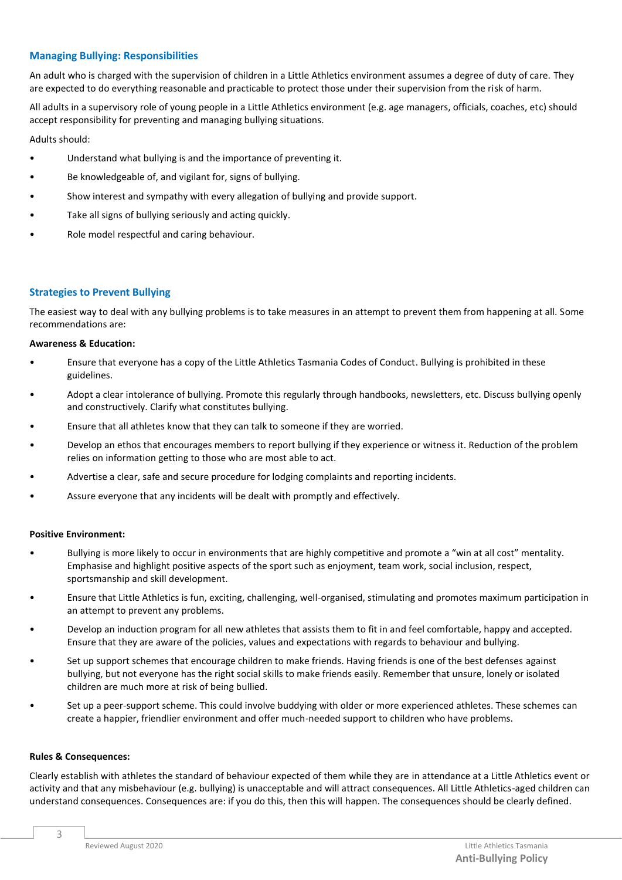## Managing Bullying: Responsibilities

An adult who is charged with the supervision of children in a Little Athletics environment assumes a degree of duty of care. They are expected to do everything reasonable and practicable to protect those under their supervision from the risk of harm.

All adults in a supervisory role of young people in a Little Athletics environment (e.g. age managers, officials, coaches, etc) should accept responsibility for preventing and managing bullying situations.

Adults should:

- Understand what bullying is and the importance of preventing it.
- Be knowledgeable of, and vigilant for, signs of bullying.
- Show interest and sympathy with every allegation of bullying and provide support.
- Take all signs of bullying seriously and acting quickly.
- Role model respectful and caring behaviour.

## Strategies to Prevent Bullying

The easiest way to deal with any bullying problems is to take measures in an attempt to prevent them from happening at all. Some recommendations are:

**Awareness & Education:**

- Ensure that everyone has a copy of the Little Athletics Tasmania Codes of Conduct. Bullying is prohibited in these guidelines.
- Adopt a clear intolerance of bullying. Promote this regularly through handbooks, newsletters, etc. Discuss bullying openly and constructively. Clarify what constitutes bullying.
- Ensure that all athletes know that they can talk to someone if they are worried.
- Develop an ethos that encourages members to report bullying if they experience or witness it. Reduction of the problem relies on information getting to those who are most able to act.
- Advertise a clear, safe and secure procedure for lodging complaints and reporting incidents.
- Assure everyone that any incidents will be dealt with promptly and effectively.

**Positive Environment:**

- Bullying is more likely to occur in environments that are highly competitive and promote a "win at all cost" mentality. Emphasise and highlight positive aspects of the sport such as enjoyment, team work, social inclusion, respect, sportsmanship and skill development.
- Ensure that Little Athletics is fun, exciting, challenging, well-organised, stimulating and promotes maximum participation in an attempt to prevent any problems.
- Develop an induction program for all new athletes that assists them to fit in and feel comfortable, happy and accepted. Ensure that they are aware of the policies, values and expectations with regards to behaviour and bullying.
- Set up support schemes that encourage children to make friends. Having friends is one of the best defenses against bullying, but not everyone has the right social skills to make friends easily. Remember that unsure, lonely or isolated children are much more at risk of being bullied.
- Set up a peer-support scheme. This could involve buddying with older or more experienced athletes. These schemes can create a happier, friendlier environment and offer much-needed support to children who have problems.

**Rules & Consequences:**

Clearly establish with athletes the standard of behaviour expected of them while they are in attendance at a Little Athletics event or activity and that any misbehaviour (e.g. bullying) is unacceptable and will attract consequences. All Little Athletics-aged children can understand consequences. Consequences are: if you do this, then this will happen. The consequences should be clearly defined.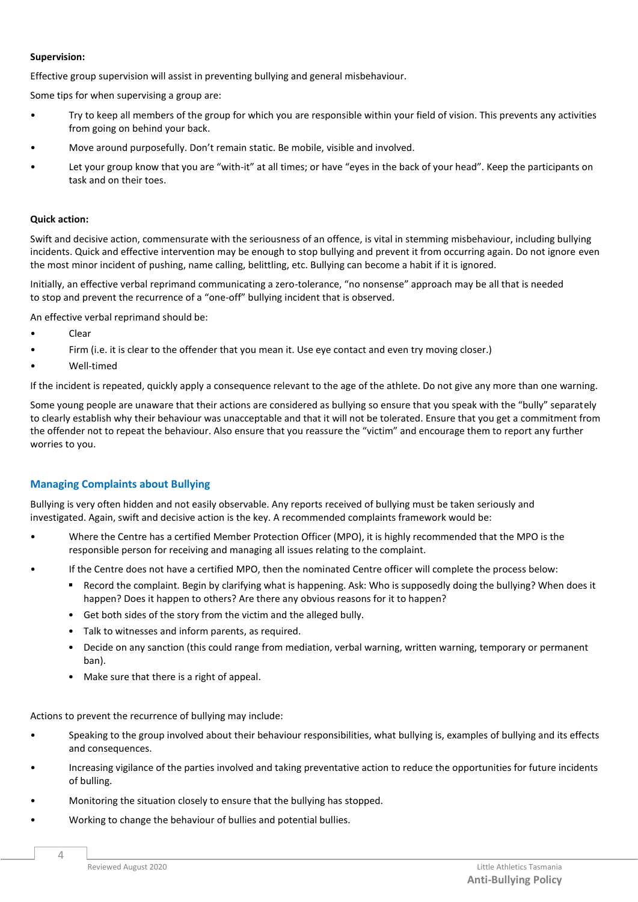**Supervision:**

Effective group supervision will assist in preventing bullying and general misbehaviour.

Some tips for when supervising a group are:

- Try to keep all members of the group for which you are responsible within your field of vision. This prevents any activities from going on behind your back.
- Move around purposefully. Don't remain static. Be mobile, visible and involved.
- Let your group know that you are "with-it" at all times; or have "eyes in the back of your head". Keep the participants on task and on their toes.

**Quick action:**

Swift and decisive action, commensurate with the seriousness of an offence, is vital in stemming misbehaviour, including bullying incidents. Quick and effective intervention may be enough to stop bullying and prevent it from occurring again. Do not ignore even the most minor incident of pushing, name calling, belittling, etc. Bullying can become a habit if it is ignored.

Initially, an effective verbal reprimand communicating a zero-tolerance, "no nonsense" approach may be all that is needed to stop and prevent the recurrence of a "one-off" bullying incident that is observed.

An effective verbal reprimand should be:

- Clear
- Firm (i.e. it is clear to the offender that you mean it. Use eye contact and even try moving closer.)
- Well-timed

If the incident is repeated, quickly apply a consequence relevant to the age of the athlete. Do not give any more than one warning.

Some young people are unaware that their actions are considered as bullying so ensure that you speak with the "bully" separately to clearly establish why their behaviour was unacceptable and that it will not be tolerated. Ensure that you get a commitment from the offender not to repeat the behaviour. Also ensure that you reassure the "victim" and encourage them to report any further worries to you.

## Managing Complaints about Bullying

Bullying is very often hidden and not easily observable. Any reports received of bullying must be taken seriously and investigated. Again, swift and decisive action is the key. A recommended complaints framework would be:

- Where the Centre has a certified Member Protection Officer (MPO), it is highly recommended that the MPO is the responsible person for receiving and managing all issues relating to the complaint.
- If the Centre does not have a certified MPO, then the nominated Centre officer will complete the process below:
  - Record the complaint. Begin by clarifying what is happening. Ask: Who is supposedly doing the bullying? When does it happen? Does it happen to others? Are there any obvious reasons for it to happen?
  - Get both sides of the story from the victim and the alleged bully.
  - Talk to witnesses and inform parents, as required.
  - Decide on any sanction (this could range from mediation, verbal warning, written warning, temporary or permanent ban).
  - Make sure that there is a right of appeal.

Actions to prevent the recurrence of bullying may include:

- Speaking to the group involved about their behaviour responsibilities, what bullying is, examples of bullying and its effects and consequences.
- Increasing vigilance of the parties involved and taking preventative action to reduce the opportunities for future incidents of bulling.
- Monitoring the situation closely to ensure that the bullying has stopped.
- Working to change the behaviour of bullies and potential bullies.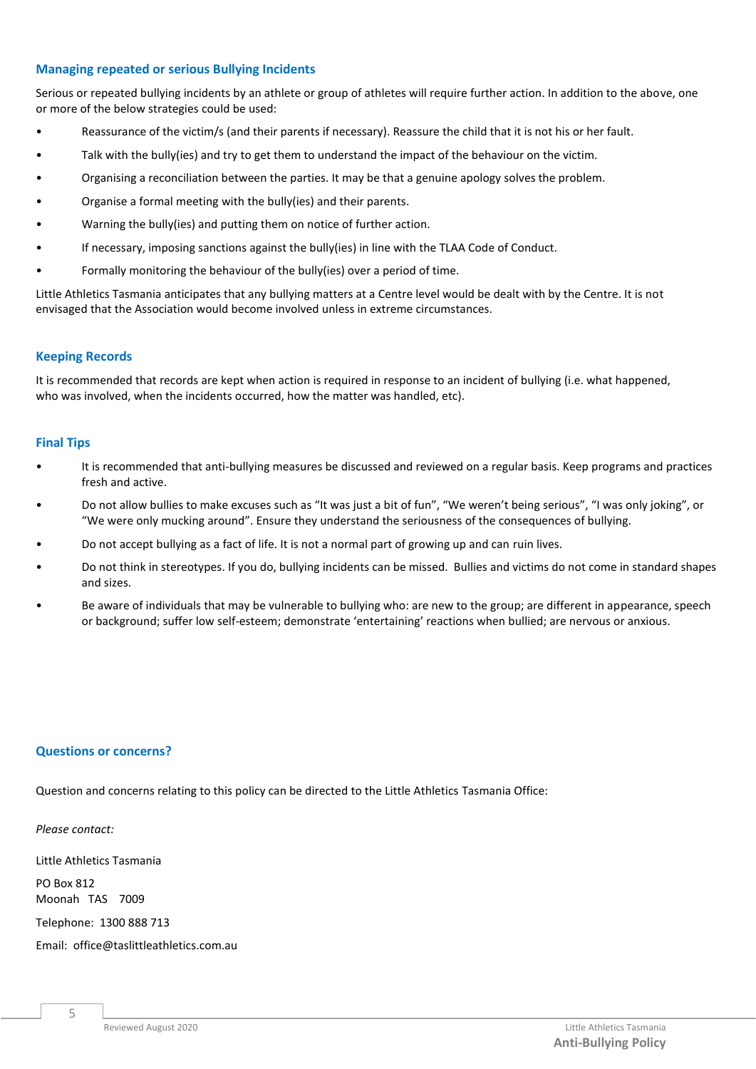## Managing repeated or serious Bullying Incidents

Serious or repeated bullying incidents by an athlete or group of athletes will require further action. In addition to the above, one or more of the below strategies could be used:

- Reassurance of the victim/s (and their parents if necessary). Reassure the child that it is not his or her fault.
- Talk with the bully(ies) and try to get them to understand the impact of the behaviour on the victim.
- Organising a reconciliation between the parties. It may be that a genuine apology solves the problem.
- Organise a formal meeting with the bully(ies) and their parents.
- Warning the bully(ies) and putting them on notice of further action.
- If necessary, imposing sanctions against the bully(ies) in line with the TLAA Code of Conduct.
- Formally monitoring the behaviour of the bully(ies) over a period of time.

Little Athletics Tasmania anticipates that any bullying matters at a Centre level would be dealt with by the Centre. It is not envisaged that the Association would become involved unless in extreme circumstances.

## Keeping Records

It is recommended that records are kept when action is required in response to an incident of bullying (i.e. what happened, who was involved, when the incidents occurred, how the matter was handled, etc).

## Final Tips

- It is recommended that anti-bullying measures be discussed and reviewed on a regular basis. Keep programs and practices fresh and active.
- Do not allow bullies to make excuses such as "It was just a bit of fun", "We weren't being serious", "I was only joking", or "We were only mucking around". Ensure they understand the seriousness of the consequences of bullying.
- Do not accept bullying as a fact of life. It is not a normal part of growing up and can ruin lives.
- Do not think in stereotypes. If you do, bullying incidents can be missed. Bullies and victims do not come in standard shapes and sizes.
- Be aware of individuals that may be vulnerable to bullying who: are new to the group; are different in appearance, speech or background; suffer low self-esteem; demonstrate 'entertaining' reactions when bullied; are nervous or anxious.

## Questions or concerns?

Question and concerns relating to this policy can be directed to the Little Athletics Tasmania Office:

*Please contact:*

Little Athletics Tasmania

PO Box 812
Moonah TAS 7009

Telephone: 1300 888 713

Email: office@taslittleathletics.com.au